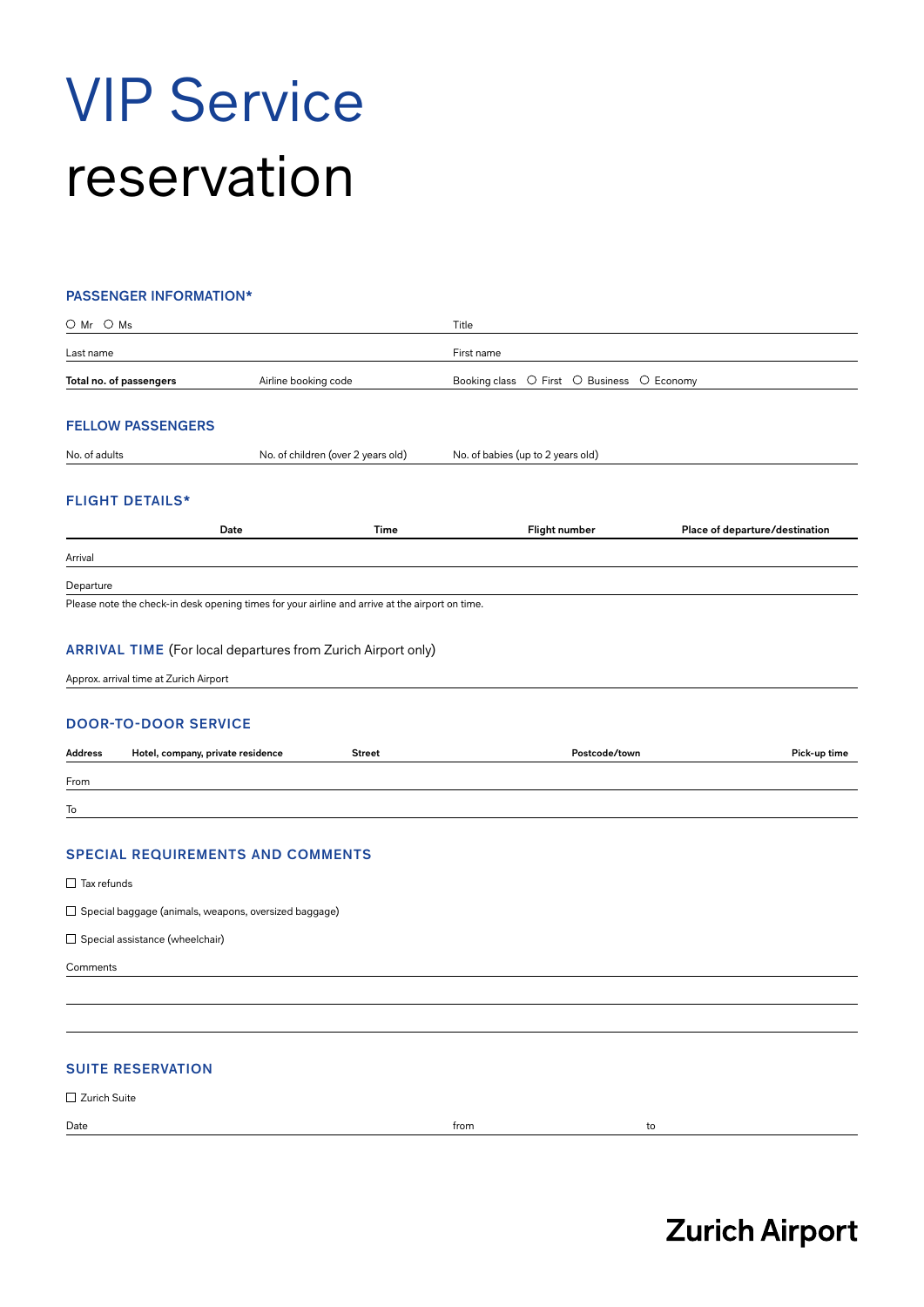# VIP Service reservation

## PASSENGER INFORMATION*

○ Mr ○ Ms | Title

Last name | First name

**Total no. of passengers** | Airline booking code | Booking class ○ First ○ Business ○ Economy

## FELLOW PASSENGERS

No. of adults | No. of children (over 2 years old) | No. of babies (up to 2 years old)

## FLIGHT DETAILS*

| | Date | Time | Flight number | Place of departure/destination |
|---|---|---|---|---|
| Arrival | | | | |
| Departure | | | | |

Please note the check-in desk opening times for your airline and arrive at the airport on time.

## ARRIVAL TIME (For local departures from Zurich Airport only)

Approx. arrival time at Zurich Airport

## DOOR-TO-DOOR SERVICE

| Address | Hotel, company, private residence | Street | Postcode/town | Pick-up time |
|---|---|---|---|---|
| From | | | | |
| To | | | | |

## SPECIAL REQUIREMENTS AND COMMENTS

☐ Tax refunds

☐ Special baggage (animals, weapons, oversized baggage)

☐ Special assistance (wheelchair)

Comments

## SUITE RESERVATION

☐ Zurich Suite

Date | from | to

**Zurich Airport**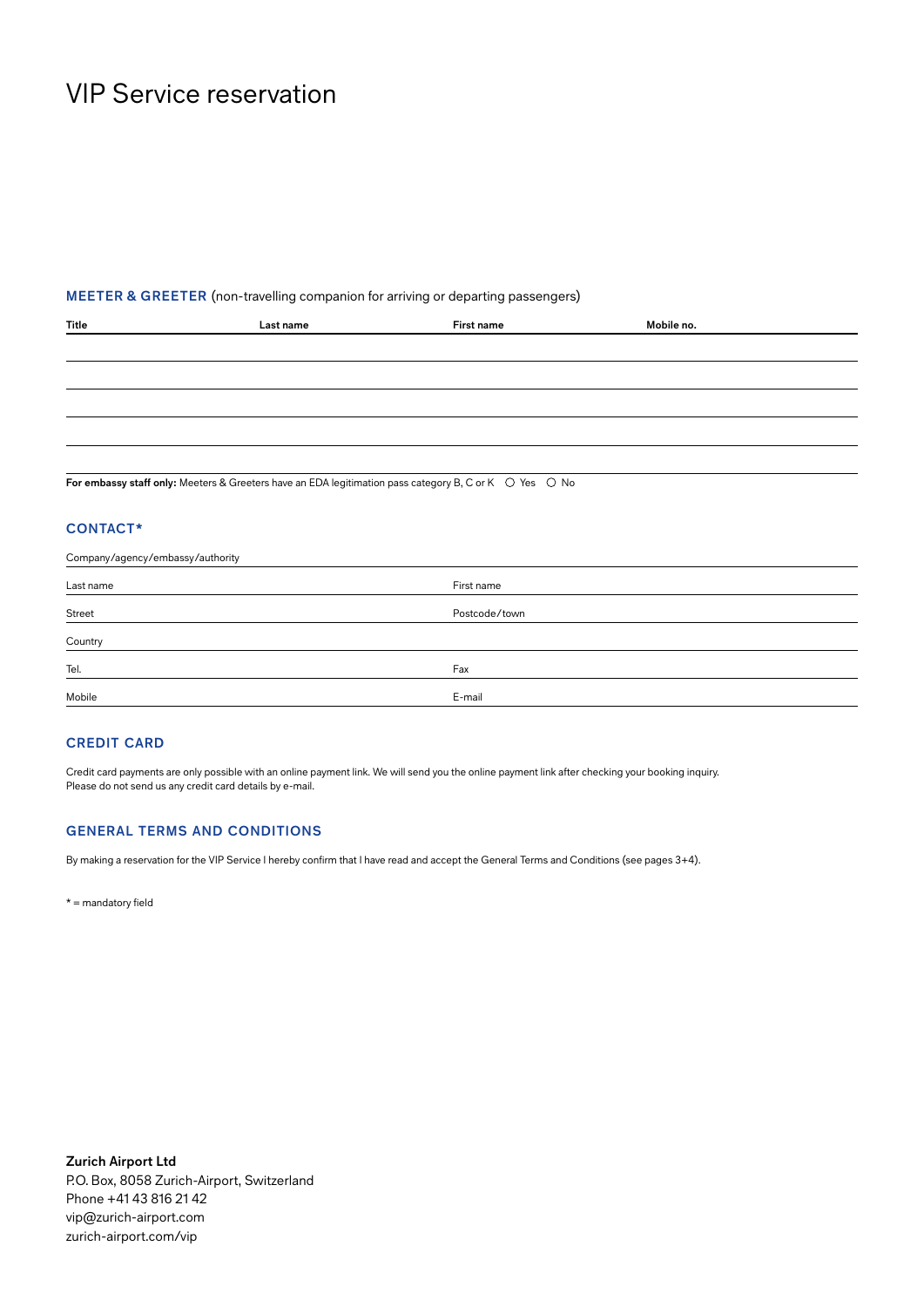# VIP Service reservation

## MEETER & GREETER (non-travelling companion for arriving or departing passengers)

| Title | Last name | First name | Mobile no. |
|---|---|---|---|
| | | | |
| | | | |
| | | | |
| | | | |
| | | | |

**For embassy staff only:** Meeters & Greeters have an EDA legitimation pass category B, C or K ○ Yes ○ No

## CONTACT*

Company/agency/embassy/authority

| | |
|---|---|
| Last name | First name |
| Street | Postcode/town |
| Country | |
| Tel. | Fax |
| Mobile | E-mail |

## CREDIT CARD

Credit card payments are only possible with an online payment link. We will send you the online payment link after checking your booking inquiry. Please do not send us any credit card details by e-mail.

## GENERAL TERMS AND CONDITIONS

By making a reservation for the VIP Service I hereby confirm that I have read and accept the General Terms and Conditions (see pages 3+4).

* = mandatory field

**Zurich Airport Ltd**
P.O. Box, 8058 Zurich-Airport, Switzerland
Phone +41 43 816 21 42
vip@zurich-airport.com
zurich-airport.com/vip